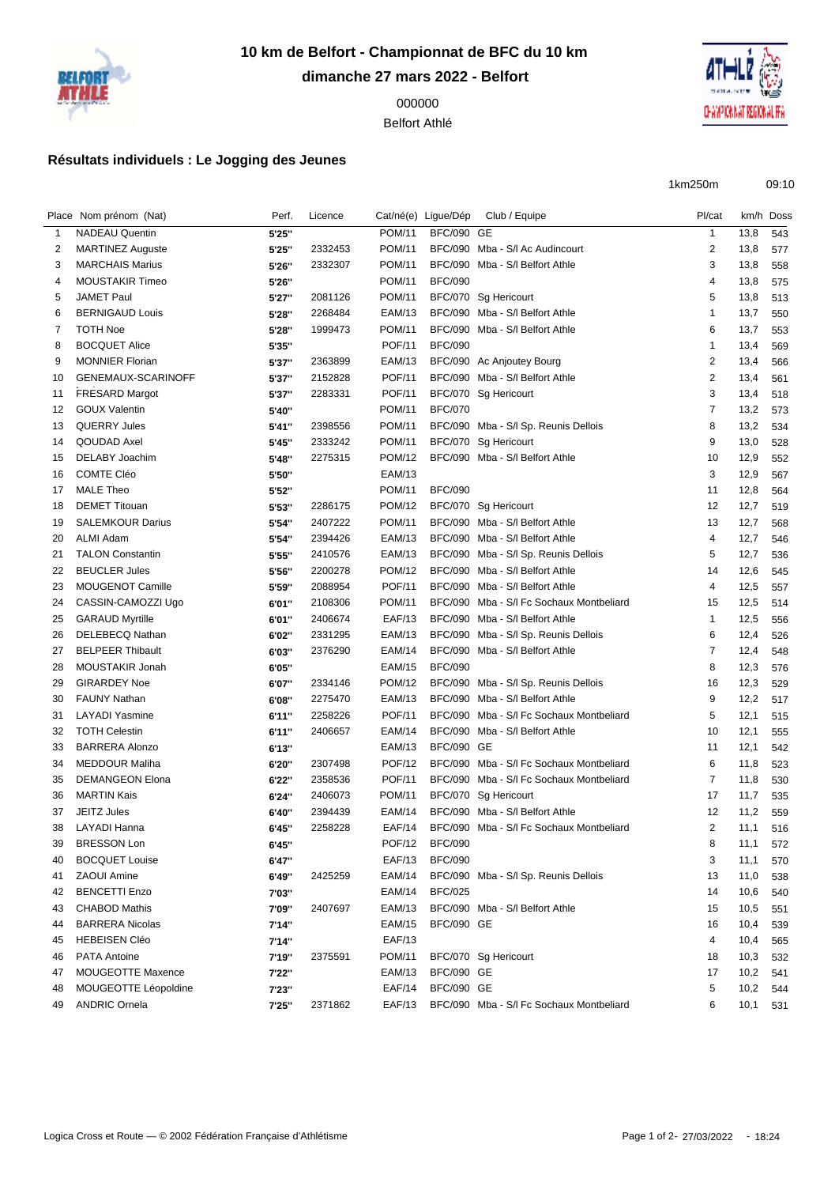# 10 km de Belfort - Championnat de BFC du 10 km

## dimanche 27 mars 2022 - Belfort

000000

Belfort Athlé

### Résultats individuels : Le Jogging des Jeunes

1km250m 09:10

| Place | Nom prénom (Nat) | Perf. | Licence | Cat/né(e) | Ligue/Dép | Club / Equipe | Pl/cat | km/h | Doss |
|---|---|---|---|---|---|---|---|---|---|
| 1 | NADEAU Quentin | 5'25'' | | POM/11 | BFC/090 | GE | 1 | 13,8 | 543 |
| 2 | MARTINEZ Auguste | 5'25'' | 2332453 | POM/11 | BFC/090 | Mba - S/l Ac Audincourt | 2 | 13,8 | 577 |
| 3 | MARCHAIS Marius | 5'26'' | 2332307 | POM/11 | BFC/090 | Mba - S/l Belfort Athle | 3 | 13,8 | 558 |
| 4 | MOUSTAKIR Timeo | 5'26'' | | POM/11 | BFC/090 | | 4 | 13,8 | 575 |
| 5 | JAMET Paul | 5'27'' | 2081126 | POM/11 | BFC/070 | Sg Hericourt | 5 | 13,8 | 513 |
| 6 | BERNIGAUD Louis | 5'28'' | 2268484 | EAM/13 | BFC/090 | Mba - S/l Belfort Athle | 1 | 13,7 | 550 |
| 7 | TOTH Noe | 5'28'' | 1999473 | POM/11 | BFC/090 | Mba - S/l Belfort Athle | 6 | 13,7 | 553 |
| 8 | BOCQUET Alice | 5'35'' | | POF/11 | BFC/090 | | 1 | 13,4 | 569 |
| 9 | MONNIER Florian | 5'37'' | 2363899 | EAM/13 | BFC/090 | Ac Anjoutey Bourg | 2 | 13,4 | 566 |
| 10 | GENEMAUX-SCARINOFF | 5'37'' | 2152828 | POF/11 | BFC/090 | Mba - S/l Belfort Athle | 2 | 13,4 | 561 |
| 11 | FRESARD Margot | 5'37'' | 2283331 | POF/11 | BFC/070 | Sg Hericourt | 3 | 13,4 | 518 |
| 12 | GOUX Valentin | 5'40'' | | POM/11 | BFC/070 | | 7 | 13,2 | 573 |
| 13 | QUERRY Jules | 5'41'' | 2398556 | POM/11 | BFC/090 | Mba - S/l Sp. Reunis Dellois | 8 | 13,2 | 534 |
| 14 | QOUDAD Axel | 5'45'' | 2333242 | POM/11 | BFC/070 | Sg Hericourt | 9 | 13,0 | 528 |
| 15 | DELABY Joachim | 5'48'' | 2275315 | POM/12 | BFC/090 | Mba - S/l Belfort Athle | 10 | 12,9 | 552 |
| 16 | COMTE Cléo | 5'50'' | | EAM/13 | | | 3 | 12,9 | 567 |
| 17 | MALE Theo | 5'52'' | | POM/11 | BFC/090 | | 11 | 12,8 | 564 |
| 18 | DEMET Titouan | 5'53'' | 2286175 | POM/12 | BFC/070 | Sg Hericourt | 12 | 12,7 | 519 |
| 19 | SALEMKOUR Darius | 5'54'' | 2407222 | POM/11 | BFC/090 | Mba - S/l Belfort Athle | 13 | 12,7 | 568 |
| 20 | ALMI Adam | 5'54'' | 2394426 | EAM/13 | BFC/090 | Mba - S/l Belfort Athle | 4 | 12,7 | 546 |
| 21 | TALON Constantin | 5'55'' | 2410576 | EAM/13 | BFC/090 | Mba - S/l Sp. Reunis Dellois | 5 | 12,7 | 536 |
| 22 | BEUCLER Jules | 5'56'' | 2200278 | POM/12 | BFC/090 | Mba - S/l Belfort Athle | 14 | 12,6 | 545 |
| 23 | MOUGENOT Camille | 5'59'' | 2088954 | POF/11 | BFC/090 | Mba - S/l Belfort Athle | 4 | 12,5 | 557 |
| 24 | CASSIN-CAMOZZI Ugo | 6'01'' | 2108306 | POM/11 | BFC/090 | Mba - S/l Fc Sochaux Montbeliard | 15 | 12,5 | 514 |
| 25 | GARAUD Myrtille | 6'01'' | 2406674 | EAF/13 | BFC/090 | Mba - S/l Belfort Athle | 1 | 12,5 | 556 |
| 26 | DELEBECQ Nathan | 6'02'' | 2331295 | EAM/13 | BFC/090 | Mba - S/l Sp. Reunis Dellois | 6 | 12,4 | 526 |
| 27 | BELPEER Thibault | 6'03'' | 2376290 | EAM/14 | BFC/090 | Mba - S/l Belfort Athle | 7 | 12,4 | 548 |
| 28 | MOUSTAKIR Jonah | 6'05'' | | EAM/15 | BFC/090 | | 8 | 12,3 | 576 |
| 29 | GIRARDEY Noe | 6'07'' | 2334146 | POM/12 | BFC/090 | Mba - S/l Sp. Reunis Dellois | 16 | 12,3 | 529 |
| 30 | FAUNY Nathan | 6'08'' | 2275470 | EAM/13 | BFC/090 | Mba - S/l Belfort Athle | 9 | 12,2 | 517 |
| 31 | LAYADI Yasmine | 6'11'' | 2258226 | POF/11 | BFC/090 | Mba - S/l Fc Sochaux Montbeliard | 5 | 12,1 | 515 |
| 32 | TOTH Celestin | 6'11'' | 2406657 | EAM/14 | BFC/090 | Mba - S/l Belfort Athle | 10 | 12,1 | 555 |
| 33 | BARRERA Alonzo | 6'13'' | | EAM/13 | BFC/090 | GE | 11 | 12,1 | 542 |
| 34 | MEDDOUR Maliha | 6'20'' | 2307498 | POF/12 | BFC/090 | Mba - S/l Fc Sochaux Montbeliard | 6 | 11,8 | 523 |
| 35 | DEMANGEON Elona | 6'22'' | 2358536 | POF/11 | BFC/090 | Mba - S/l Fc Sochaux Montbeliard | 7 | 11,8 | 530 |
| 36 | MARTIN Kais | 6'24'' | 2406073 | POM/11 | BFC/070 | Sg Hericourt | 17 | 11,7 | 535 |
| 37 | JEITZ Jules | 6'40'' | 2394439 | EAM/14 | BFC/090 | Mba - S/l Belfort Athle | 12 | 11,2 | 559 |
| 38 | LAYADI Hanna | 6'45'' | 2258228 | EAF/14 | BFC/090 | Mba - S/l Fc Sochaux Montbeliard | 2 | 11,1 | 516 |
| 39 | BRESSON Lon | 6'45'' | | POF/12 | BFC/090 | | 8 | 11,1 | 572 |
| 40 | BOCQUET Louise | 6'47'' | | EAF/13 | BFC/090 | | 3 | 11,1 | 570 |
| 41 | ZAOUI Amine | 6'49'' | 2425259 | EAM/14 | BFC/090 | Mba - S/l Sp. Reunis Dellois | 13 | 11,0 | 538 |
| 42 | BENCETTI Enzo | 7'03'' | | EAM/14 | BFC/025 | | 14 | 10,6 | 540 |
| 43 | CHABOD Mathis | 7'09'' | 2407697 | EAM/13 | BFC/090 | Mba - S/l Belfort Athle | 15 | 10,5 | 551 |
| 44 | BARRERA Nicolas | 7'14'' | | EAM/15 | BFC/090 | GE | 16 | 10,4 | 539 |
| 45 | HEBEISEN Cléo | 7'14'' | | EAF/13 | | | 4 | 10,4 | 565 |
| 46 | PATA Antoine | 7'19'' | 2375591 | POM/11 | BFC/070 | Sg Hericourt | 18 | 10,3 | 532 |
| 47 | MOUGEOTTE Maxence | 7'22'' | | EAM/13 | BFC/090 | GE | 17 | 10,2 | 541 |
| 48 | MOUGEOTTE Léopoldine | 7'23'' | | EAF/14 | BFC/090 | GE | 5 | 10,2 | 544 |
| 49 | ANDRIC Ornela | 7'25'' | 2371862 | EAF/13 | BFC/090 | Mba - S/l Fc Sochaux Montbeliard | 6 | 10,1 | 531 |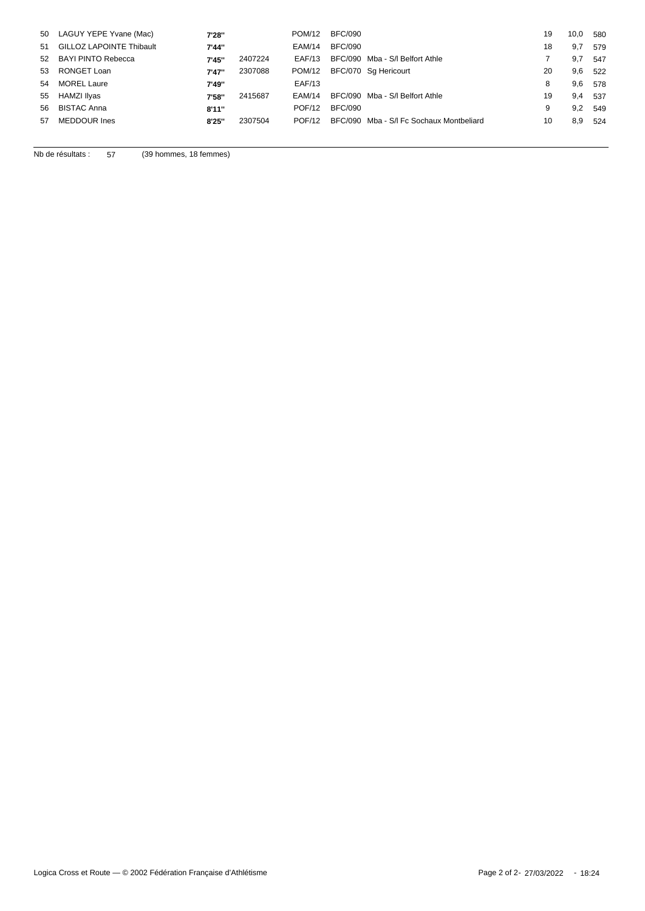| | | | | | | | | | |
|---|---|---|---|---|---|---|---|---|---|
| 50 | LAGUY YEPE Yvane (Mac) | **7'28''** | | POM/12 | BFC/090 | | 19 | 10,0 | 580 |
| 51 | GILLOZ LAPOINTE Thibault | **7'44''** | | EAM/14 | BFC/090 | | 18 | 9,7 | 579 |
| 52 | BAYI PINTO Rebecca | **7'45''** | 2407224 | EAF/13 | BFC/090 | Mba - S/l Belfort Athle | 7 | 9,7 | 547 |
| 53 | RONGET Loan | **7'47''** | 2307088 | POM/12 | BFC/070 | Sg Hericourt | 20 | 9,6 | 522 |
| 54 | MOREL Laure | **7'49''** | | EAF/13 | | | 8 | 9,6 | 578 |
| 55 | HAMZI Ilyas | **7'58''** | 2415687 | EAM/14 | BFC/090 | Mba - S/l Belfort Athle | 19 | 9,4 | 537 |
| 56 | BISTAC Anna | **8'11''** | | POF/12 | BFC/090 | | 9 | 9,2 | 549 |
| 57 | MEDDOUR Ines | **8'25''** | 2307504 | POF/12 | BFC/090 | Mba - S/l Fc Sochaux Montbeliard | 10 | 8,9 | 524 |

Nb de résultats : 57 (39 hommes, 18 femmes)

Logica Cross et Route — © 2002 Fédération Française d'Athlétisme 27/03/2022 - 18:24